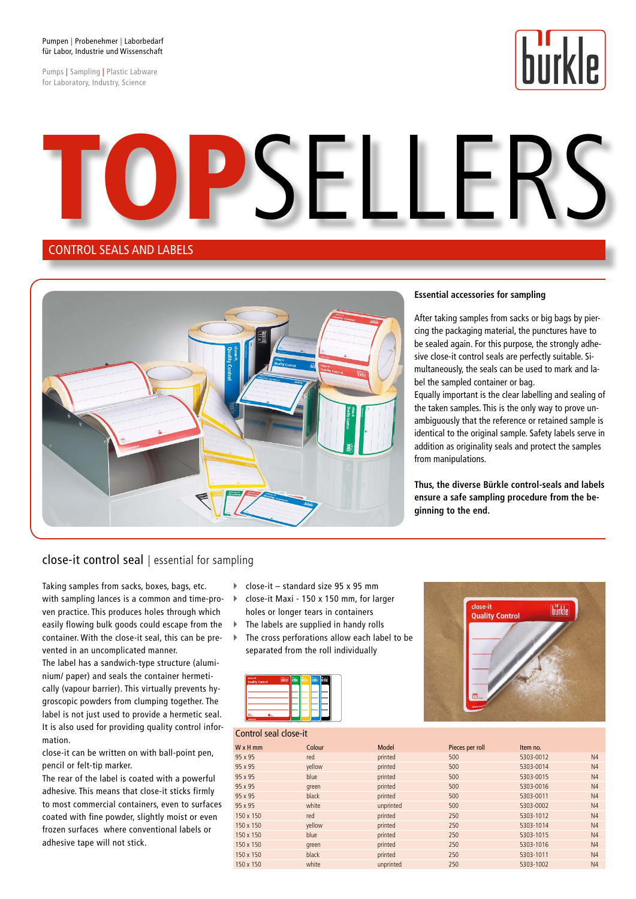Pumpen | Probenehmer | Laborbedarf
für Labor, Industrie und Wissenschaft

Pumps | Sampling | Plastic Labware
for Laboratory, Industry, Science

# TOPSELLERS

## CONTROL SEALS AND LABELS

**Essential accessories for sampling**

After taking samples from sacks or big bags by piercing the packaging material, the punctures have to be sealed again. For this purpose, the strongly adhesive close-it control seals are perfectly suitable. Simultaneously, the seals can be used to mark and label the sampled container or bag.
Equally important is the clear labelling and sealing of the taken samples. This is the only way to prove unambiguously that the reference or retained sample is identical to the original sample. Safety labels serve in addition as originality seals and protect the samples from manipulations.

**Thus, the diverse Bürkle control-seals and labels ensure a safe sampling procedure from the beginning to the end.**

## close-it control seal | essential for sampling

Taking samples from sacks, boxes, bags, etc. with sampling lances is a common and time-proven practice. This produces holes through which easily flowing bulk goods could escape from the container. With the close-it seal, this can be prevented in an uncomplicated manner.
The label has a sandwich-type structure (aluminium/ paper) and seals the container hermetically (vapour barrier). This virtually prevents hygroscopic powders from clumping together. The label is not just used to provide a hermetic seal. It is also used for providing quality control information.
close-it can be written on with ball-point pen, pencil or felt-tip marker.
The rear of the label is coated with a powerful adhesive. This means that close-it sticks firmly to most commercial containers, even to surfaces coated with fine powder, slightly moist or even frozen surfaces where conventional labels or adhesive tape will not stick.

- close-it – standard size 95 x 95 mm
- close-it Maxi - 150 x 150 mm, for larger holes or longer tears in containers
- The labels are supplied in handy rolls
- The cross perforations allow each label to be separated from the roll individually

**Control seal close-it**

| W x H mm | Colour | Model | Pieces per roll | Item no. | |
|---|---|---|---|---|---|
| 95 x 95 | red | printed | 500 | 5303-0012 | N4 |
| 95 x 95 | yellow | printed | 500 | 5303-0014 | N4 |
| 95 x 95 | blue | printed | 500 | 5303-0015 | N4 |
| 95 x 95 | green | printed | 500 | 5303-0016 | N4 |
| 95 x 95 | black | printed | 500 | 5303-0011 | N4 |
| 95 x 95 | white | unprinted | 500 | 5303-0002 | N4 |
| 150 x 150 | red | printed | 250 | 5303-1012 | N4 |
| 150 x 150 | yellow | printed | 250 | 5303-1014 | N4 |
| 150 x 150 | blue | printed | 250 | 5303-1015 | N4 |
| 150 x 150 | green | printed | 250 | 5303-1016 | N4 |
| 150 x 150 | black | printed | 250 | 5303-1011 | N4 |
| 150 x 150 | white | unprinted | 250 | 5303-1002 | N4 |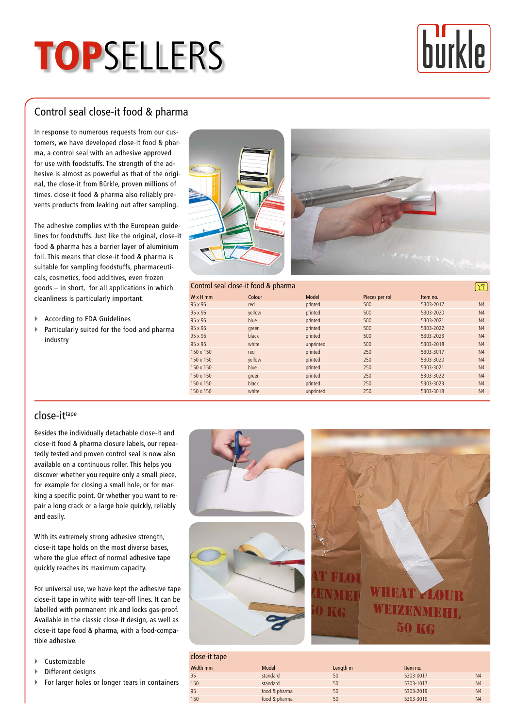# TOPSELLERS

## Control seal close-it food & pharma

In response to numerous requests from our customers, we have developed close-it food & pharma, a control seal with an adhesive approved for use with foodstuffs. The strength of the adhesive is almost as powerful as that of the original, the close-it from Bürkle, proven millions of times. close-it food & pharma also reliably prevents products from leaking out after sampling.

The adhesive complies with the European guidelines for foodstuffs. Just like the original, close-it food & pharma has a barrier layer of aluminium foil. This means that close-it food & pharma is suitable for sampling foodstuffs, pharmaceuticals, cosmetics, food additives, even frozen goods – in short, for all applications in which cleanliness is particularly important.

- According to FDA Guidelines
- Particularly suited for the food and pharma industry

**Control seal close-it food & pharma**

| W x H mm | Colour | Model | Pieces per roll | Item no. | |
|---|---|---|---|---|---|
| 95 x 95 | red | printed | 500 | 5303-2017 | N4 |
| 95 x 95 | yellow | printed | 500 | 5303-2020 | N4 |
| 95 x 95 | blue | printed | 500 | 5303-2021 | N4 |
| 95 x 95 | green | printed | 500 | 5303-2022 | N4 |
| 95 x 95 | black | printed | 500 | 5303-2023 | N4 |
| 95 x 95 | white | unprinted | 500 | 5303-2018 | N4 |
| 150 x 150 | red | printed | 250 | 5303-3017 | N4 |
| 150 x 150 | yellow | printed | 250 | 5303-3020 | N4 |
| 150 x 150 | blue | printed | 250 | 5303-3021 | N4 |
| 150 x 150 | green | printed | 250 | 5303-3022 | N4 |
| 150 x 150 | black | printed | 250 | 5303-3023 | N4 |
| 150 x 150 | white | unprinted | 250 | 5303-3018 | N4 |

## close-it tape

Besides the individually detachable close-it and close-it food & pharma closure labels, our repeatedly tested and proven control seal is now also available on a continuous roller. This helps you discover whether you require only a small piece, for example for closing a small hole, or for marking a specific point. Or whether you want to repair a long crack or a large hole quickly, reliably and easily.

With its extremely strong adhesive strength, close-it tape holds on the most diverse bases, where the glue effect of normal adhesive tape quickly reaches its maximum capacity.

For universal use, we have kept the adhesive tape close-it tape in white with tear-off lines. It can be labelled with permanent ink and locks gas-proof. Available in the classic close-it design, as well as close-it tape food & pharma, with a food-compatible adhesive.

- Customizable
- Different designs
- For larger holes or longer tears in containers

**close-it tape**

| Width mm | Model | Length m | Item no. | |
|---|---|---|---|---|
| 95 | standard | 50 | 5303-0017 | N4 |
| 150 | standard | 50 | 5303-1017 | N4 |
| 95 | food & pharma | 50 | 5303-2019 | N4 |
| 150 | food & pharma | 50 | 5303-3019 | N4 |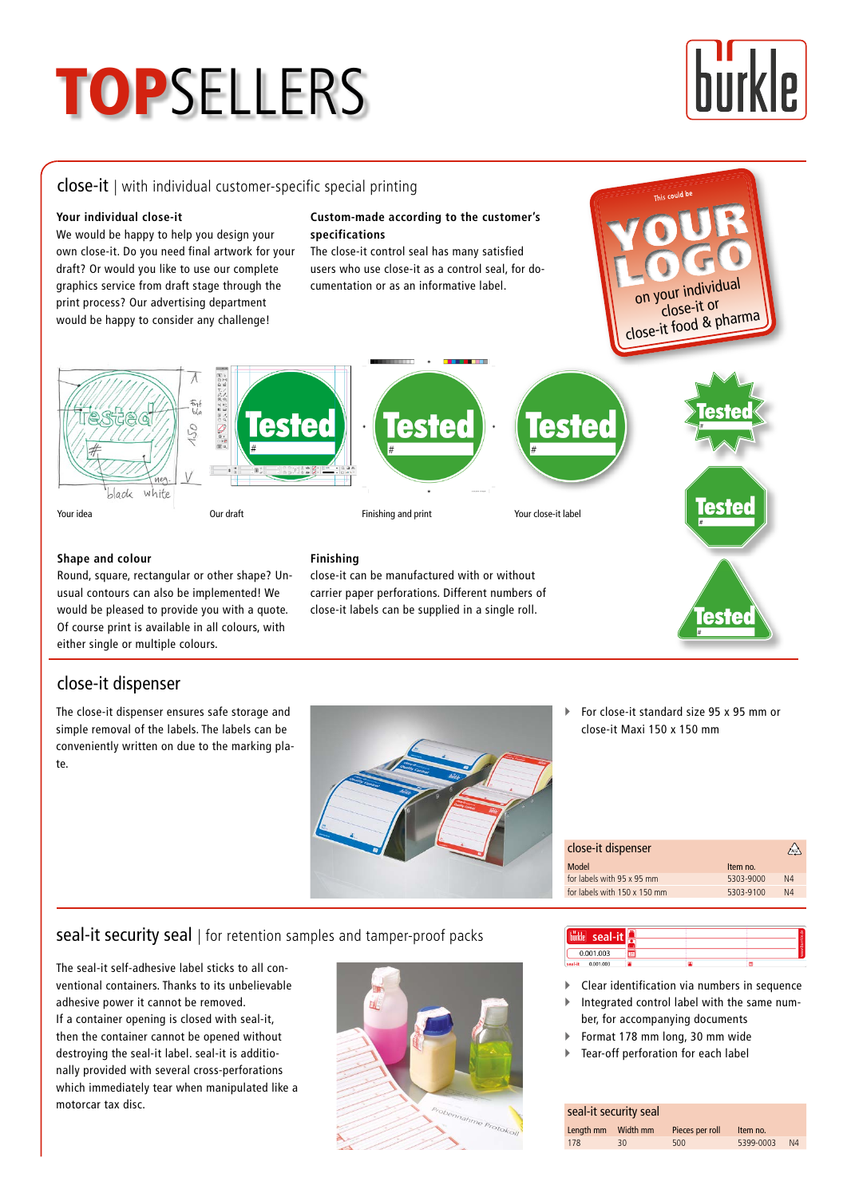# TOPSELLERS

## close-it | with individual customer-specific special printing

**Your individual close-it**
We would be happy to help you design your own close-it. Do you need final artwork for your draft? Or would you like to use our complete graphics service from draft stage through the print process? Our advertising department would be happy to consider any challenge!

**Custom-made according to the customer's specifications**
The close-it control seal has many satisfied users who use close-it as a control seal, for documentation or as an informative label.

This could be YOUR LOGO on your individual close-it or close-it food & pharma

Your idea — Our draft — Finishing and print — Your close-it label

**Shape and colour**
Round, square, rectangular or other shape? Unusual contours can also be implemented! We would be pleased to provide you with a quote. Of course print is available in all colours, with either single or multiple colours.

**Finishing**
close-it can be manufactured with or without carrier paper perforations. Different numbers of close-it labels can be supplied in a single roll.

## close-it dispenser

The close-it dispenser ensures safe storage and simple removal of the labels. The labels can be conveniently written on due to the marking plate.

- For close-it standard size 95 x 95 mm or close-it Maxi 150 x 150 mm

| close-it dispenser | | |
|---|---|---|
| Model | Item no. | |
| for labels with 95 x 95 mm | 5303-9000 | N4 |
| for labels with 150 x 150 mm | 5303-9100 | N4 |

## seal-it security seal | for retention samples and tamper-proof packs

The seal-it self-adhesive label sticks to all conventional containers. Thanks to its unbelievable adhesive power it cannot be removed.
If a container opening is closed with seal-it, then the container cannot be opened without destroying the seal-it label. seal-it is additionally provided with several cross-perforations which immediately tear when manipulated like a motorcar tax disc.

- Clear identification via numbers in sequence
- Integrated control label with the same number, for accompanying documents
- Format 178 mm long, 30 mm wide
- Tear-off perforation for each label

| seal-it security seal | | | | |
|---|---|---|---|---|
| Length mm | Width mm | Pieces per roll | Item no. | |
| 178 | 30 | 500 | 5399-0003 | N4 |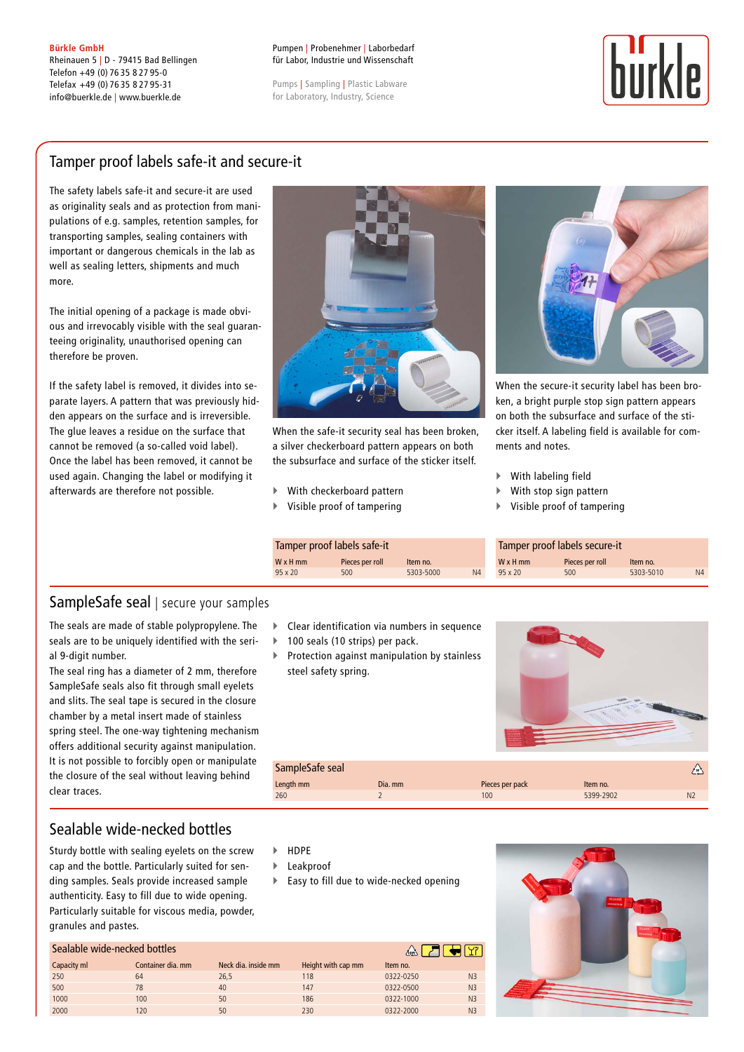**Bürkle GmbH**
Rheinauen 5 | D - 79415 Bad Bellingen
Telefon +49 (0) 76 35 8 27 95-0
Telefax +49 (0) 76 35 8 27 95-31
info@buerkle.de | www.buerkle.de

Pumpen | Probenehmer | Laborbedarf
für Labor, Industrie und Wissenschaft

Pumps | Sampling | Plastic Labware
for Laboratory, Industry, Science

## Tamper proof labels safe-it and secure-it

The safety labels safe-it and secure-it are used as originality seals and as protection from manipulations of e.g. samples, retention samples, for transporting samples, sealing containers with important or dangerous chemicals in the lab as well as sealing letters, shipments and much more.

The initial opening of a package is made obvious and irrevocably visible with the seal guaranteeing originality, unauthorised opening can therefore be proven.

If the safety label is removed, it divides into separate layers. A pattern that was previously hidden appears on the surface and is irreversible. The glue leaves a residue on the surface that cannot be removed (a so-called void label). Once the label has been removed, it cannot be used again. Changing the label or modifying it afterwards are therefore not possible.

When the safe-it security seal has been broken, a silver checkerboard pattern appears on both the subsurface and surface of the sticker itself.

- With checkerboard pattern
- Visible proof of tampering

When the secure-it security label has been broken, a bright purple stop sign pattern appears on both the subsurface and surface of the sticker itself. A labeling field is available for comments and notes.

- With labeling field
- With stop sign pattern
- Visible proof of tampering

**Tamper proof labels safe-it**

| W x H mm | Pieces per roll | Item no. | |
|---|---|---|---|
| 95 x 20 | 500 | 5303-5000 | N4 |

**Tamper proof labels secure-it**

| W x H mm | Pieces per roll | Item no. | |
|---|---|---|---|
| 95 x 20 | 500 | 5303-5010 | N4 |

## SampleSafe seal | secure your samples

The seals are made of stable polypropylene. The seals are to be uniquely identified with the serial 9-digit number.
The seal ring has a diameter of 2 mm, therefore SampleSafe seals also fit through small eyelets and slits. The seal tape is secured in the closure chamber by a metal insert made of stainless spring steel. The one-way tightening mechanism offers additional security against manipulation. It is not possible to forcibly open or manipulate the closure of the seal without leaving behind clear traces.

- Clear identification via numbers in sequence
- 100 seals (10 strips) per pack.
- Protection against manipulation by stainless steel safety spring.

**SampleSafe seal**

| Length mm | Dia. mm | Pieces per pack | Item no. | |
|---|---|---|---|---|
| 260 | 2 | 100 | 5399-2902 | N2 |

## Sealable wide-necked bottles

Sturdy bottle with sealing eyelets on the screw cap and the bottle. Particularly suited for sending samples. Seals provide increased sample authenticity. Easy to fill due to wide opening. Particularly suitable for viscous media, powder, granules and pastes.

- HDPE
- Leakproof
- Easy to fill due to wide-necked opening

**Sealable wide-necked bottles**

| Capacity ml | Container dia. mm | Neck dia. inside mm | Height with cap mm | Item no. | |
|---|---|---|---|---|---|
| 250 | 64 | 26,5 | 118 | 0322-0250 | N3 |
| 500 | 78 | 40 | 147 | 0322-0500 | N3 |
| 1000 | 100 | 50 | 186 | 0322-1000 | N3 |
| 2000 | 120 | 50 | 230 | 0322-2000 | N3 |